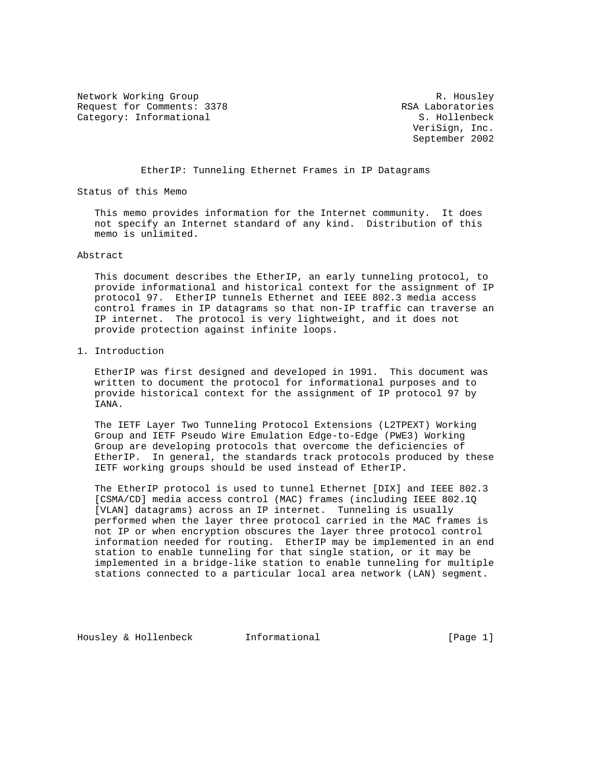Network Working Group R. Housley
Request for Comments: 3378 RSA Laboratories
Category: Informational S. Hollenbeck
VeriSign, Inc.
September 2002

# EtherIP: Tunneling Ethernet Frames in IP Datagrams

## Status of this Memo

This memo provides information for the Internet community. It does not specify an Internet standard of any kind. Distribution of this memo is unlimited.

## Abstract

This document describes the EtherIP, an early tunneling protocol, to provide informational and historical context for the assignment of IP protocol 97. EtherIP tunnels Ethernet and IEEE 802.3 media access control frames in IP datagrams so that non-IP traffic can traverse an IP internet. The protocol is very lightweight, and it does not provide protection against infinite loops.

## 1. Introduction

EtherIP was first designed and developed in 1991. This document was written to document the protocol for informational purposes and to provide historical context for the assignment of IP protocol 97 by IANA.

The IETF Layer Two Tunneling Protocol Extensions (L2TPEXT) Working Group and IETF Pseudo Wire Emulation Edge-to-Edge (PWE3) Working Group are developing protocols that overcome the deficiencies of EtherIP. In general, the standards track protocols produced by these IETF working groups should be used instead of EtherIP.

The EtherIP protocol is used to tunnel Ethernet [DIX] and IEEE 802.3 [CSMA/CD] media access control (MAC) frames (including IEEE 802.1Q [VLAN] datagrams) across an IP internet. Tunneling is usually performed when the layer three protocol carried in the MAC frames is not IP or when encryption obscures the layer three protocol control information needed for routing. EtherIP may be implemented in an end station to enable tunneling for that single station, or it may be implemented in a bridge-like station to enable tunneling for multiple stations connected to a particular local area network (LAN) segment.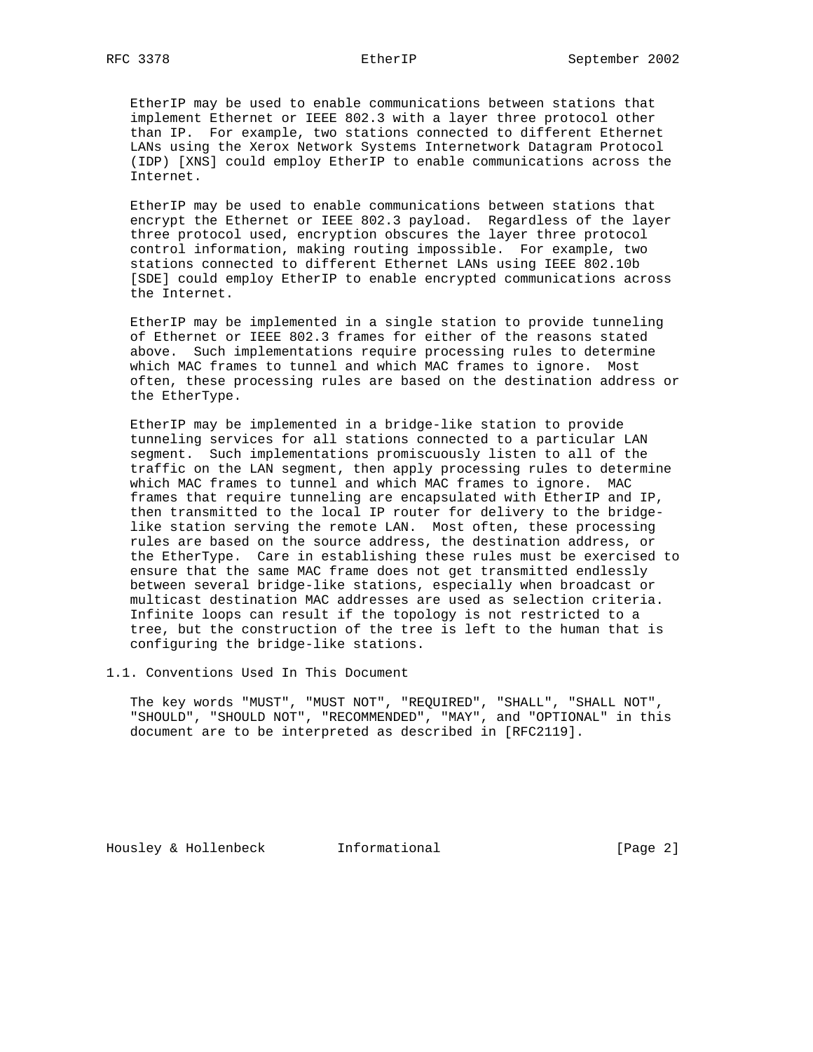EtherIP may be used to enable communications between stations that implement Ethernet or IEEE 802.3 with a layer three protocol other than IP. For example, two stations connected to different Ethernet LANs using the Xerox Network Systems Internetwork Datagram Protocol (IDP) [XNS] could employ EtherIP to enable communications across the Internet.

EtherIP may be used to enable communications between stations that encrypt the Ethernet or IEEE 802.3 payload. Regardless of the layer three protocol used, encryption obscures the layer three protocol control information, making routing impossible. For example, two stations connected to different Ethernet LANs using IEEE 802.10b [SDE] could employ EtherIP to enable encrypted communications across the Internet.

EtherIP may be implemented in a single station to provide tunneling of Ethernet or IEEE 802.3 frames for either of the reasons stated above. Such implementations require processing rules to determine which MAC frames to tunnel and which MAC frames to ignore. Most often, these processing rules are based on the destination address or the EtherType.

EtherIP may be implemented in a bridge-like station to provide tunneling services for all stations connected to a particular LAN segment. Such implementations promiscuously listen to all of the traffic on the LAN segment, then apply processing rules to determine which MAC frames to tunnel and which MAC frames to ignore. MAC frames that require tunneling are encapsulated with EtherIP and IP, then transmitted to the local IP router for delivery to the bridge-like station serving the remote LAN. Most often, these processing rules are based on the source address, the destination address, or the EtherType. Care in establishing these rules must be exercised to ensure that the same MAC frame does not get transmitted endlessly between several bridge-like stations, especially when broadcast or multicast destination MAC addresses are used as selection criteria. Infinite loops can result if the topology is not restricted to a tree, but the construction of the tree is left to the human that is configuring the bridge-like stations.

## 1.1. Conventions Used In This Document

The key words "MUST", "MUST NOT", "REQUIRED", "SHALL", "SHALL NOT", "SHOULD", "SHOULD NOT", "RECOMMENDED", "MAY", and "OPTIONAL" in this document are to be interpreted as described in [RFC2119].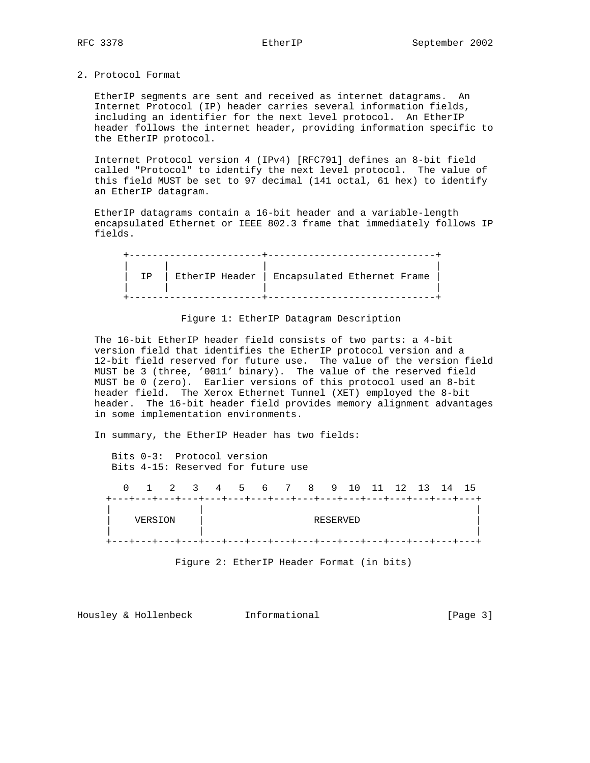## 2. Protocol Format

EtherIP segments are sent and received as internet datagrams. An Internet Protocol (IP) header carries several information fields, including an identifier for the next level protocol. An EtherIP header follows the internet header, providing information specific to the EtherIP protocol.

Internet Protocol version 4 (IPv4) [RFC791] defines an 8-bit field called "Protocol" to identify the next level protocol. The value of this field MUST be set to 97 decimal (141 octal, 61 hex) to identify an EtherIP datagram.

EtherIP datagrams contain a 16-bit header and a variable-length encapsulated Ethernet or IEEE 802.3 frame that immediately follows IP fields.

```
+-----------------------+-----------------------------+
|      |                |                             |
|  IP  | EtherIP Header | Encapsulated Ethernet Frame |
|      |                |                             |
+-----------------------+-----------------------------+
```

Figure 1: EtherIP Datagram Description

The 16-bit EtherIP header field consists of two parts: a 4-bit version field that identifies the EtherIP protocol version and a 12-bit field reserved for future use. The value of the version field MUST be 3 (three, '0011' binary). The value of the reserved field MUST be 0 (zero). Earlier versions of this protocol used an 8-bit header field. The Xerox Ethernet Tunnel (XET) employed the 8-bit header. The 16-bit header field provides memory alignment advantages in some implementation environments.

In summary, the EtherIP Header has two fields:

Bits 0-3: Protocol version
Bits 4-15: Reserved for future use

```
  0   1   2   3   4   5   6   7   8   9  10  11  12  13  14  15
+---+---+---+---+---+---+---+---+---+---+---+---+---+---+---+---+
|               |                                               |
|    VERSION    |                   RESERVED                    |
|               |                                               |
+---+---+---+---+---+---+---+---+---+---+---+---+---+---+---+---+
```

Figure 2: EtherIP Header Format (in bits)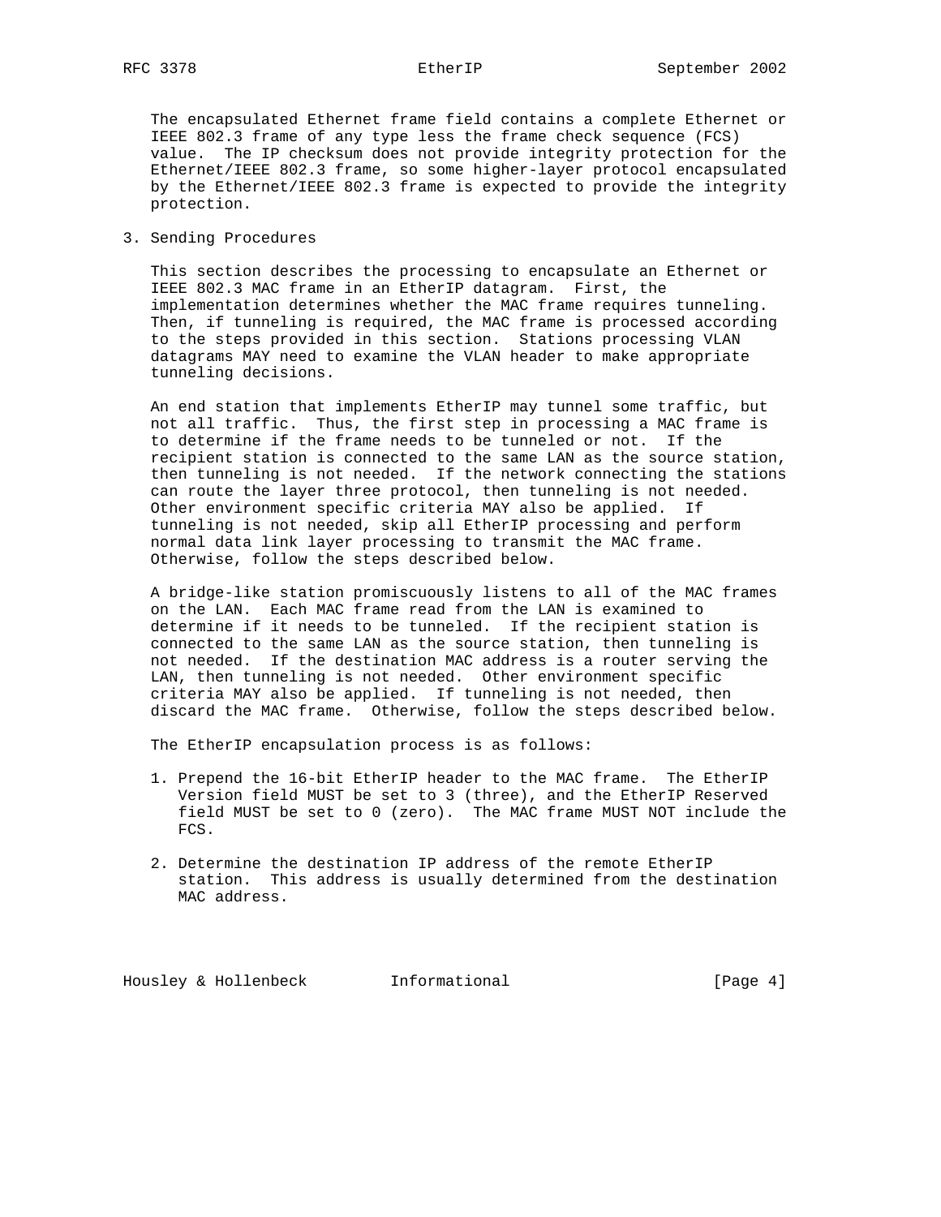The encapsulated Ethernet frame field contains a complete Ethernet or IEEE 802.3 frame of any type less the frame check sequence (FCS) value. The IP checksum does not provide integrity protection for the Ethernet/IEEE 802.3 frame, so some higher-layer protocol encapsulated by the Ethernet/IEEE 802.3 frame is expected to provide the integrity protection.

## 3. Sending Procedures

This section describes the processing to encapsulate an Ethernet or IEEE 802.3 MAC frame in an EtherIP datagram. First, the implementation determines whether the MAC frame requires tunneling. Then, if tunneling is required, the MAC frame is processed according to the steps provided in this section. Stations processing VLAN datagrams MAY need to examine the VLAN header to make appropriate tunneling decisions.

An end station that implements EtherIP may tunnel some traffic, but not all traffic. Thus, the first step in processing a MAC frame is to determine if the frame needs to be tunneled or not. If the recipient station is connected to the same LAN as the source station, then tunneling is not needed. If the network connecting the stations can route the layer three protocol, then tunneling is not needed. Other environment specific criteria MAY also be applied. If tunneling is not needed, skip all EtherIP processing and perform normal data link layer processing to transmit the MAC frame. Otherwise, follow the steps described below.

A bridge-like station promiscuously listens to all of the MAC frames on the LAN. Each MAC frame read from the LAN is examined to determine if it needs to be tunneled. If the recipient station is connected to the same LAN as the source station, then tunneling is not needed. If the destination MAC address is a router serving the LAN, then tunneling is not needed. Other environment specific criteria MAY also be applied. If tunneling is not needed, then discard the MAC frame. Otherwise, follow the steps described below.

The EtherIP encapsulation process is as follows:

1. Prepend the 16-bit EtherIP header to the MAC frame. The EtherIP Version field MUST be set to 3 (three), and the EtherIP Reserved field MUST be set to 0 (zero). The MAC frame MUST NOT include the FCS.

2. Determine the destination IP address of the remote EtherIP station. This address is usually determined from the destination MAC address.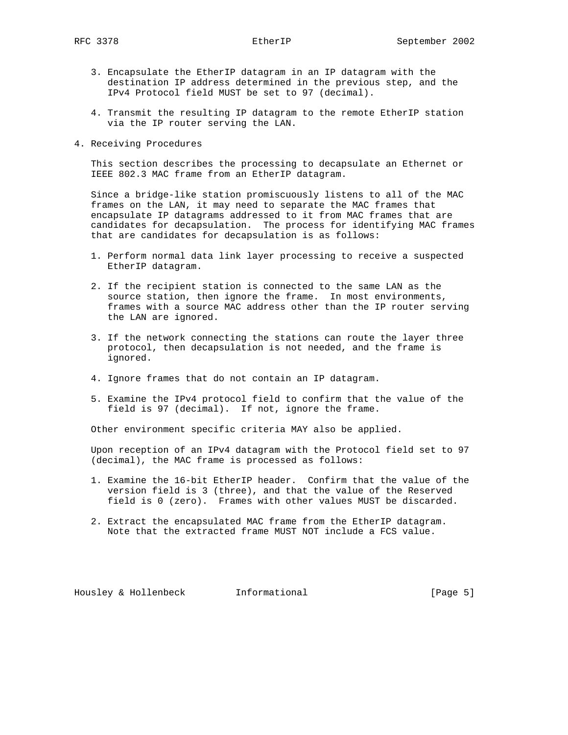3. Encapsulate the EtherIP datagram in an IP datagram with the destination IP address determined in the previous step, and the IPv4 Protocol field MUST be set to 97 (decimal).

4. Transmit the resulting IP datagram to the remote EtherIP station via the IP router serving the LAN.

## 4. Receiving Procedures

This section describes the processing to decapsulate an Ethernet or IEEE 802.3 MAC frame from an EtherIP datagram.

Since a bridge-like station promiscuously listens to all of the MAC frames on the LAN, it may need to separate the MAC frames that encapsulate IP datagrams addressed to it from MAC frames that are candidates for decapsulation. The process for identifying MAC frames that are candidates for decapsulation is as follows:

1. Perform normal data link layer processing to receive a suspected EtherIP datagram.

2. If the recipient station is connected to the same LAN as the source station, then ignore the frame. In most environments, frames with a source MAC address other than the IP router serving the LAN are ignored.

3. If the network connecting the stations can route the layer three protocol, then decapsulation is not needed, and the frame is ignored.

4. Ignore frames that do not contain an IP datagram.

5. Examine the IPv4 protocol field to confirm that the value of the field is 97 (decimal). If not, ignore the frame.

Other environment specific criteria MAY also be applied.

Upon reception of an IPv4 datagram with the Protocol field set to 97 (decimal), the MAC frame is processed as follows:

1. Examine the 16-bit EtherIP header. Confirm that the value of the version field is 3 (three), and that the value of the Reserved field is 0 (zero). Frames with other values MUST be discarded.

2. Extract the encapsulated MAC frame from the EtherIP datagram. Note that the extracted frame MUST NOT include a FCS value.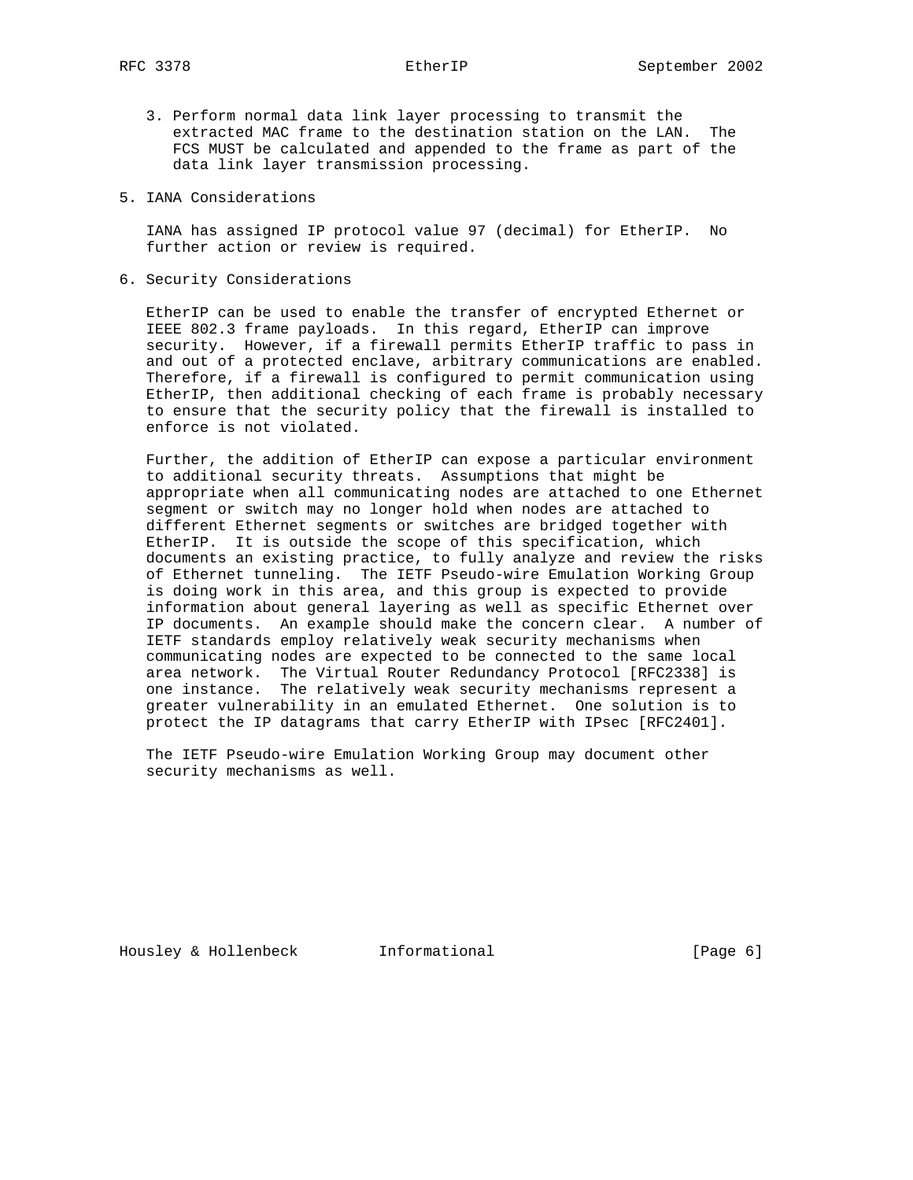3. Perform normal data link layer processing to transmit the extracted MAC frame to the destination station on the LAN. The FCS MUST be calculated and appended to the frame as part of the data link layer transmission processing.

## 5. IANA Considerations

IANA has assigned IP protocol value 97 (decimal) for EtherIP. No further action or review is required.

## 6. Security Considerations

EtherIP can be used to enable the transfer of encrypted Ethernet or IEEE 802.3 frame payloads. In this regard, EtherIP can improve security. However, if a firewall permits EtherIP traffic to pass in and out of a protected enclave, arbitrary communications are enabled. Therefore, if a firewall is configured to permit communication using EtherIP, then additional checking of each frame is probably necessary to ensure that the security policy that the firewall is installed to enforce is not violated.

Further, the addition of EtherIP can expose a particular environment to additional security threats. Assumptions that might be appropriate when all communicating nodes are attached to one Ethernet segment or switch may no longer hold when nodes are attached to different Ethernet segments or switches are bridged together with EtherIP. It is outside the scope of this specification, which documents an existing practice, to fully analyze and review the risks of Ethernet tunneling. The IETF Pseudo-wire Emulation Working Group is doing work in this area, and this group is expected to provide information about general layering as well as specific Ethernet over IP documents. An example should make the concern clear. A number of IETF standards employ relatively weak security mechanisms when communicating nodes are expected to be connected to the same local area network. The Virtual Router Redundancy Protocol [RFC2338] is one instance. The relatively weak security mechanisms represent a greater vulnerability in an emulated Ethernet. One solution is to protect the IP datagrams that carry EtherIP with IPsec [RFC2401].

The IETF Pseudo-wire Emulation Working Group may document other security mechanisms as well.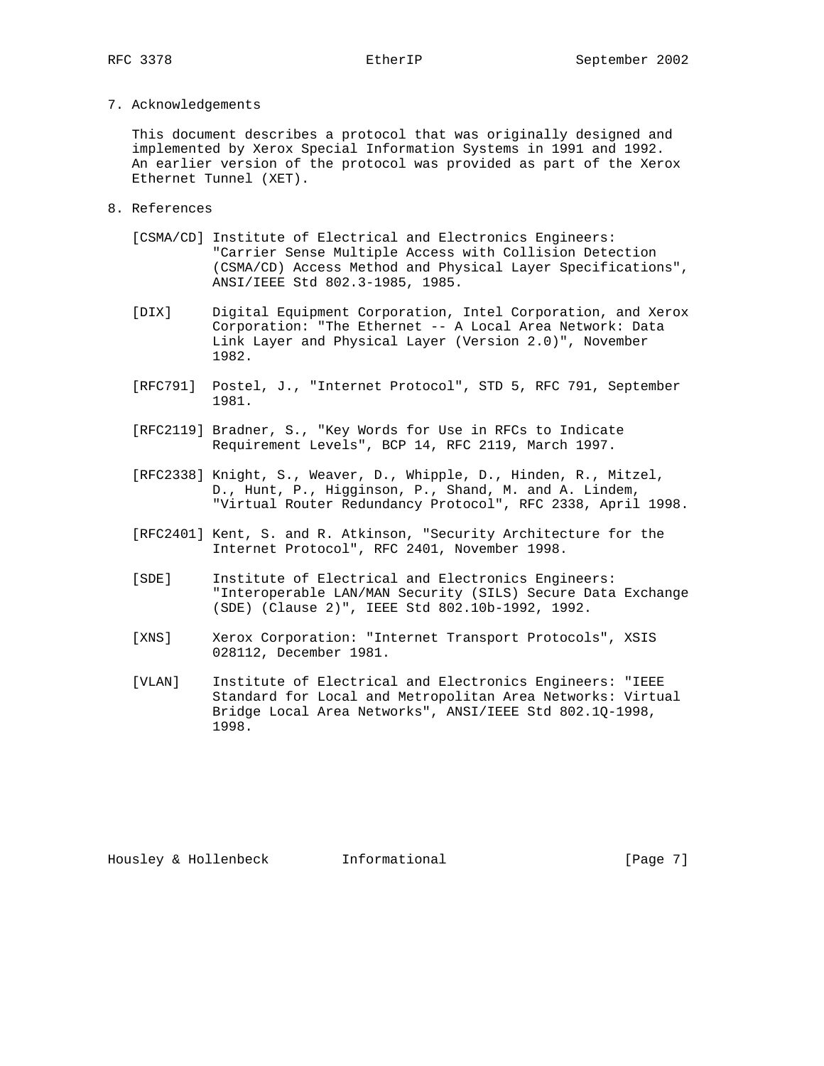## 7. Acknowledgements

This document describes a protocol that was originally designed and implemented by Xerox Special Information Systems in 1991 and 1992. An earlier version of the protocol was provided as part of the Xerox Ethernet Tunnel (XET).

## 8. References

[CSMA/CD] Institute of Electrical and Electronics Engineers: "Carrier Sense Multiple Access with Collision Detection (CSMA/CD) Access Method and Physical Layer Specifications", ANSI/IEEE Std 802.3-1985, 1985.

[DIX] Digital Equipment Corporation, Intel Corporation, and Xerox Corporation: "The Ethernet -- A Local Area Network: Data Link Layer and Physical Layer (Version 2.0)", November 1982.

[RFC791] Postel, J., "Internet Protocol", STD 5, RFC 791, September 1981.

[RFC2119] Bradner, S., "Key Words for Use in RFCs to Indicate Requirement Levels", BCP 14, RFC 2119, March 1997.

[RFC2338] Knight, S., Weaver, D., Whipple, D., Hinden, R., Mitzel, D., Hunt, P., Higginson, P., Shand, M. and A. Lindem, "Virtual Router Redundancy Protocol", RFC 2338, April 1998.

[RFC2401] Kent, S. and R. Atkinson, "Security Architecture for the Internet Protocol", RFC 2401, November 1998.

[SDE] Institute of Electrical and Electronics Engineers: "Interoperable LAN/MAN Security (SILS) Secure Data Exchange (SDE) (Clause 2)", IEEE Std 802.10b-1992, 1992.

[XNS] Xerox Corporation: "Internet Transport Protocols", XSIS 028112, December 1981.

[VLAN] Institute of Electrical and Electronics Engineers: "IEEE Standard for Local and Metropolitan Area Networks: Virtual Bridge Local Area Networks", ANSI/IEEE Std 802.1Q-1998, 1998.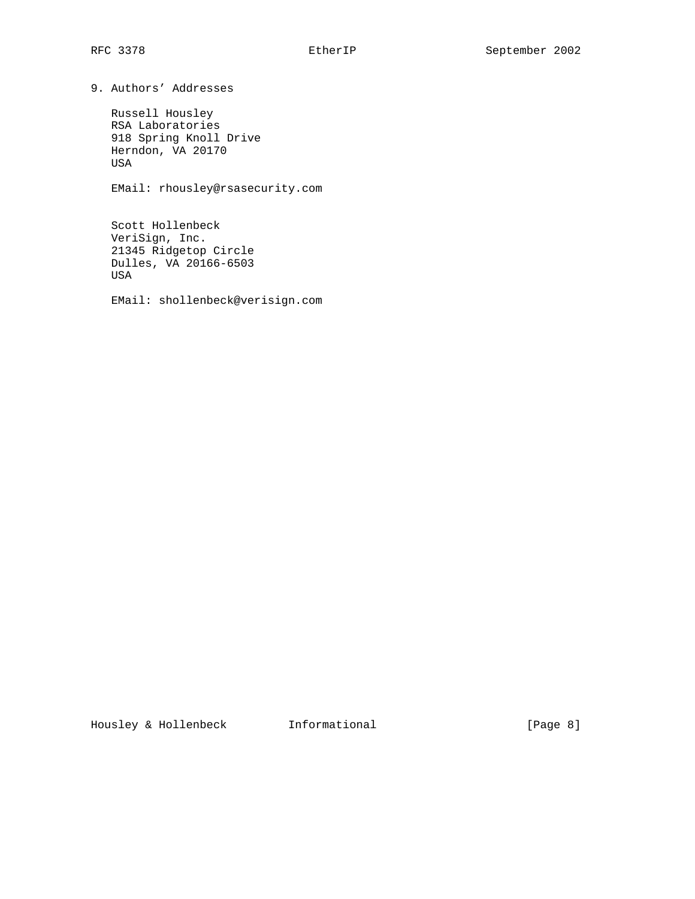## 9. Authors' Addresses

Russell Housley
RSA Laboratories
918 Spring Knoll Drive
Herndon, VA 20170
USA

EMail: rhousley@rsasecurity.com

Scott Hollenbeck
VeriSign, Inc.
21345 Ridgetop Circle
Dulles, VA 20166-6503
USA

EMail: shollenbeck@verisign.com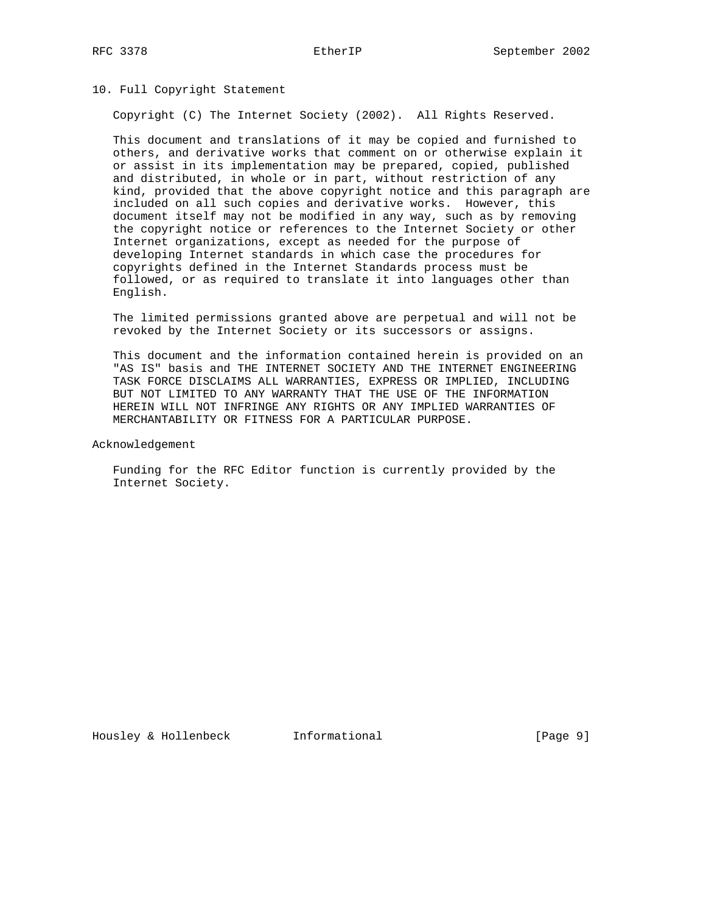## 10. Full Copyright Statement

Copyright (C) The Internet Society (2002). All Rights Reserved.

This document and translations of it may be copied and furnished to others, and derivative works that comment on or otherwise explain it or assist in its implementation may be prepared, copied, published and distributed, in whole or in part, without restriction of any kind, provided that the above copyright notice and this paragraph are included on all such copies and derivative works. However, this document itself may not be modified in any way, such as by removing the copyright notice or references to the Internet Society or other Internet organizations, except as needed for the purpose of developing Internet standards in which case the procedures for copyrights defined in the Internet Standards process must be followed, or as required to translate it into languages other than English.

The limited permissions granted above are perpetual and will not be revoked by the Internet Society or its successors or assigns.

This document and the information contained herein is provided on an "AS IS" basis and THE INTERNET SOCIETY AND THE INTERNET ENGINEERING TASK FORCE DISCLAIMS ALL WARRANTIES, EXPRESS OR IMPLIED, INCLUDING BUT NOT LIMITED TO ANY WARRANTY THAT THE USE OF THE INFORMATION HEREIN WILL NOT INFRINGE ANY RIGHTS OR ANY IMPLIED WARRANTIES OF MERCHANTABILITY OR FITNESS FOR A PARTICULAR PURPOSE.

## Acknowledgement

Funding for the RFC Editor function is currently provided by the Internet Society.